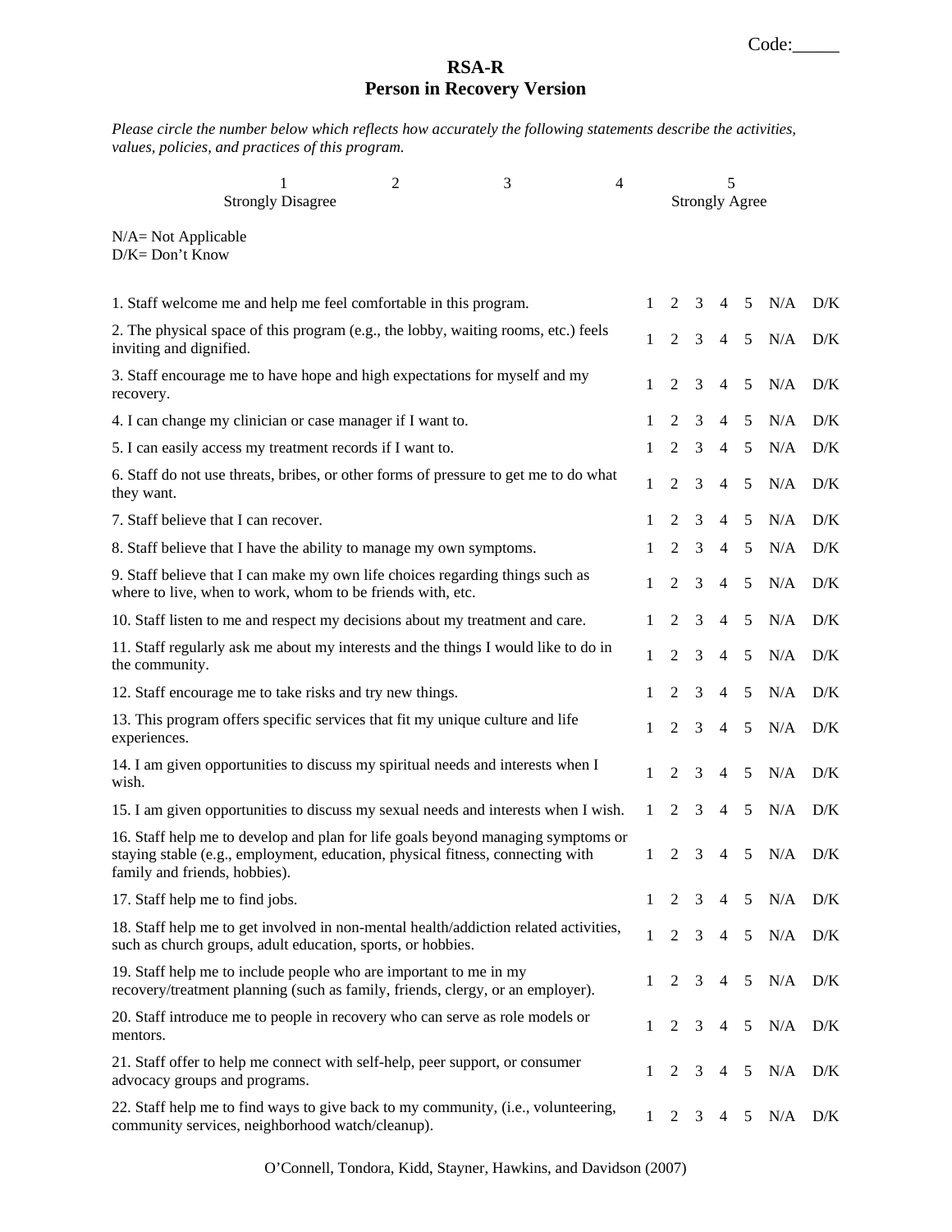Code:_____

# RSA-R
## Person in Recovery Version

*Please circle the number below which reflects how accurately the following statements describe the activities, values, policies, and practices of this program.*

| 1 | 2 | 3 | 4 | 5 |
|---|---|---|---|---|
| Strongly Disagree | | | | Strongly Agree |

N/A= Not Applicable
D/K= Don't Know

| Statement | | | | | | | |
|---|---|---|---|---|---|---|---|
| 1. Staff welcome me and help me feel comfortable in this program. | 1 | 2 | 3 | 4 | 5 | N/A | D/K |
| 2. The physical space of this program (e.g., the lobby, waiting rooms, etc.) feels inviting and dignified. | 1 | 2 | 3 | 4 | 5 | N/A | D/K |
| 3. Staff encourage me to have hope and high expectations for myself and my recovery. | 1 | 2 | 3 | 4 | 5 | N/A | D/K |
| 4. I can change my clinician or case manager if I want to. | 1 | 2 | 3 | 4 | 5 | N/A | D/K |
| 5. I can easily access my treatment records if I want to. | 1 | 2 | 3 | 4 | 5 | N/A | D/K |
| 6. Staff do not use threats, bribes, or other forms of pressure to get me to do what they want. | 1 | 2 | 3 | 4 | 5 | N/A | D/K |
| 7. Staff believe that I can recover. | 1 | 2 | 3 | 4 | 5 | N/A | D/K |
| 8. Staff believe that I have the ability to manage my own symptoms. | 1 | 2 | 3 | 4 | 5 | N/A | D/K |
| 9. Staff believe that I can make my own life choices regarding things such as where to live, when to work, whom to be friends with, etc. | 1 | 2 | 3 | 4 | 5 | N/A | D/K |
| 10. Staff listen to me and respect my decisions about my treatment and care. | 1 | 2 | 3 | 4 | 5 | N/A | D/K |
| 11. Staff regularly ask me about my interests and the things I would like to do in the community. | 1 | 2 | 3 | 4 | 5 | N/A | D/K |
| 12. Staff encourage me to take risks and try new things. | 1 | 2 | 3 | 4 | 5 | N/A | D/K |
| 13. This program offers specific services that fit my unique culture and life experiences. | 1 | 2 | 3 | 4 | 5 | N/A | D/K |
| 14. I am given opportunities to discuss my spiritual needs and interests when I wish. | 1 | 2 | 3 | 4 | 5 | N/A | D/K |
| 15. I am given opportunities to discuss my sexual needs and interests when I wish. | 1 | 2 | 3 | 4 | 5 | N/A | D/K |
| 16. Staff help me to develop and plan for life goals beyond managing symptoms or staying stable (e.g., employment, education, physical fitness, connecting with family and friends, hobbies). | 1 | 2 | 3 | 4 | 5 | N/A | D/K |
| 17. Staff help me to find jobs. | 1 | 2 | 3 | 4 | 5 | N/A | D/K |
| 18. Staff help me to get involved in non-mental health/addiction related activities, such as church groups, adult education, sports, or hobbies. | 1 | 2 | 3 | 4 | 5 | N/A | D/K |
| 19. Staff help me to include people who are important to me in my recovery/treatment planning (such as family, friends, clergy, or an employer). | 1 | 2 | 3 | 4 | 5 | N/A | D/K |
| 20. Staff introduce me to people in recovery who can serve as role models or mentors. | 1 | 2 | 3 | 4 | 5 | N/A | D/K |
| 21. Staff offer to help me connect with self-help, peer support, or consumer advocacy groups and programs. | 1 | 2 | 3 | 4 | 5 | N/A | D/K |
| 22. Staff help me to find ways to give back to my community, (i.e., volunteering, community services, neighborhood watch/cleanup). | 1 | 2 | 3 | 4 | 5 | N/A | D/K |

O'Connell, Tondora, Kidd, Stayner, Hawkins, and Davidson (2007)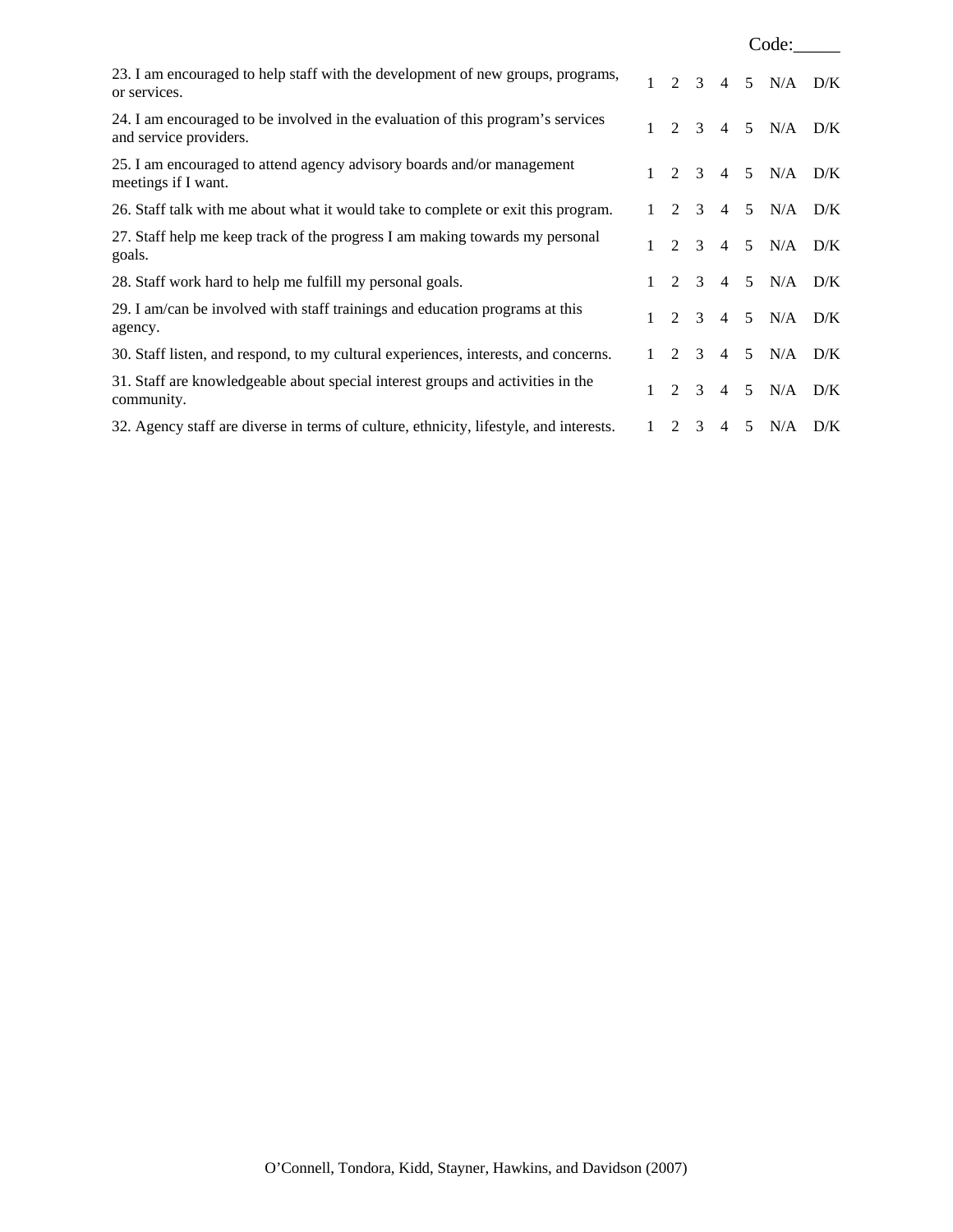Code:_____

| | | | | | | | |
|---|---|---|---|---|---|---|---|
| 23. I am encouraged to help staff with the development of new groups, programs, or services. | 1 | 2 | 3 | 4 | 5 | N/A | D/K |
| 24. I am encouraged to be involved in the evaluation of this program's services and service providers. | 1 | 2 | 3 | 4 | 5 | N/A | D/K |
| 25. I am encouraged to attend agency advisory boards and/or management meetings if I want. | 1 | 2 | 3 | 4 | 5 | N/A | D/K |
| 26. Staff talk with me about what it would take to complete or exit this program. | 1 | 2 | 3 | 4 | 5 | N/A | D/K |
| 27. Staff help me keep track of the progress I am making towards my personal goals. | 1 | 2 | 3 | 4 | 5 | N/A | D/K |
| 28. Staff work hard to help me fulfill my personal goals. | 1 | 2 | 3 | 4 | 5 | N/A | D/K |
| 29. I am/can be involved with staff trainings and education programs at this agency. | 1 | 2 | 3 | 4 | 5 | N/A | D/K |
| 30. Staff listen, and respond, to my cultural experiences, interests, and concerns. | 1 | 2 | 3 | 4 | 5 | N/A | D/K |
| 31. Staff are knowledgeable about special interest groups and activities in the community. | 1 | 2 | 3 | 4 | 5 | N/A | D/K |
| 32. Agency staff are diverse in terms of culture, ethnicity, lifestyle, and interests. | 1 | 2 | 3 | 4 | 5 | N/A | D/K |

O'Connell, Tondora, Kidd, Stayner, Hawkins, and Davidson (2007)